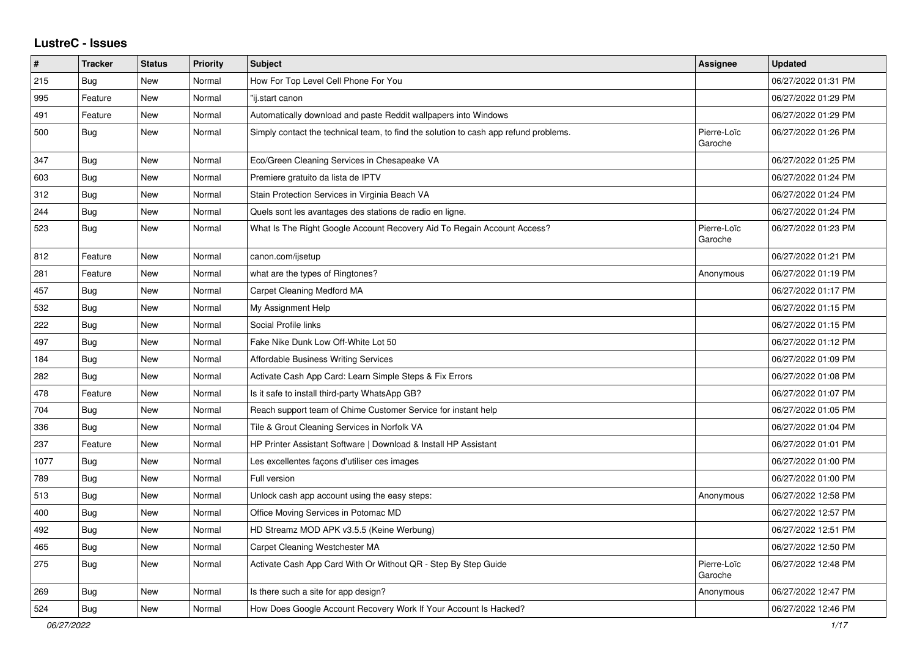## LustreC - Issues

| # | Tracker | Status | Priority | Subject | Assignee | Updated |
|---|---|---|---|---|---|---|
| 215 | Bug | New | Normal | How For Top Level Cell Phone For You | | 06/27/2022 01:31 PM |
| 995 | Feature | New | Normal | "ij.start canon | | 06/27/2022 01:29 PM |
| 491 | Feature | New | Normal | Automatically download and paste Reddit wallpapers into Windows | | 06/27/2022 01:29 PM |
| 500 | Bug | New | Normal | Simply contact the technical team, to find the solution to cash app refund problems. | Pierre-Loïc Garoche | 06/27/2022 01:26 PM |
| 347 | Bug | New | Normal | Eco/Green Cleaning Services in Chesapeake VA | | 06/27/2022 01:25 PM |
| 603 | Bug | New | Normal | Premiere gratuito da lista de IPTV | | 06/27/2022 01:24 PM |
| 312 | Bug | New | Normal | Stain Protection Services in Virginia Beach VA | | 06/27/2022 01:24 PM |
| 244 | Bug | New | Normal | Quels sont les avantages des stations de radio en ligne. | | 06/27/2022 01:24 PM |
| 523 | Bug | New | Normal | What Is The Right Google Account Recovery Aid To Regain Account Access? | Pierre-Loïc Garoche | 06/27/2022 01:23 PM |
| 812 | Feature | New | Normal | canon.com/ijsetup | | 06/27/2022 01:21 PM |
| 281 | Feature | New | Normal | what are the types of Ringtones? | Anonymous | 06/27/2022 01:19 PM |
| 457 | Bug | New | Normal | Carpet Cleaning Medford MA | | 06/27/2022 01:17 PM |
| 532 | Bug | New | Normal | My Assignment Help | | 06/27/2022 01:15 PM |
| 222 | Bug | New | Normal | Social Profile links | | 06/27/2022 01:15 PM |
| 497 | Bug | New | Normal | Fake Nike Dunk Low Off-White Lot 50 | | 06/27/2022 01:12 PM |
| 184 | Bug | New | Normal | Affordable Business Writing Services | | 06/27/2022 01:09 PM |
| 282 | Bug | New | Normal | Activate Cash App Card: Learn Simple Steps & Fix Errors | | 06/27/2022 01:08 PM |
| 478 | Feature | New | Normal | Is it safe to install third-party WhatsApp GB? | | 06/27/2022 01:07 PM |
| 704 | Bug | New | Normal | Reach support team of Chime Customer Service for instant help | | 06/27/2022 01:05 PM |
| 336 | Bug | New | Normal | Tile & Grout Cleaning Services in Norfolk VA | | 06/27/2022 01:04 PM |
| 237 | Feature | New | Normal | HP Printer Assistant Software \| Download & Install HP Assistant | | 06/27/2022 01:01 PM |
| 1077 | Bug | New | Normal | Les excellentes façons d'utiliser ces images | | 06/27/2022 01:00 PM |
| 789 | Bug | New | Normal | Full version | | 06/27/2022 01:00 PM |
| 513 | Bug | New | Normal | Unlock cash app account using the easy steps: | Anonymous | 06/27/2022 12:58 PM |
| 400 | Bug | New | Normal | Office Moving Services in Potomac MD | | 06/27/2022 12:57 PM |
| 492 | Bug | New | Normal | HD Streamz MOD APK v3.5.5 (Keine Werbung) | | 06/27/2022 12:51 PM |
| 465 | Bug | New | Normal | Carpet Cleaning Westchester MA | | 06/27/2022 12:50 PM |
| 275 | Bug | New | Normal | Activate Cash App Card With Or Without QR - Step By Step Guide | Pierre-Loïc Garoche | 06/27/2022 12:48 PM |
| 269 | Bug | New | Normal | Is there such a site for app design? | Anonymous | 06/27/2022 12:47 PM |
| 524 | Bug | New | Normal | How Does Google Account Recovery Work If Your Account Is Hacked? | | 06/27/2022 12:46 PM |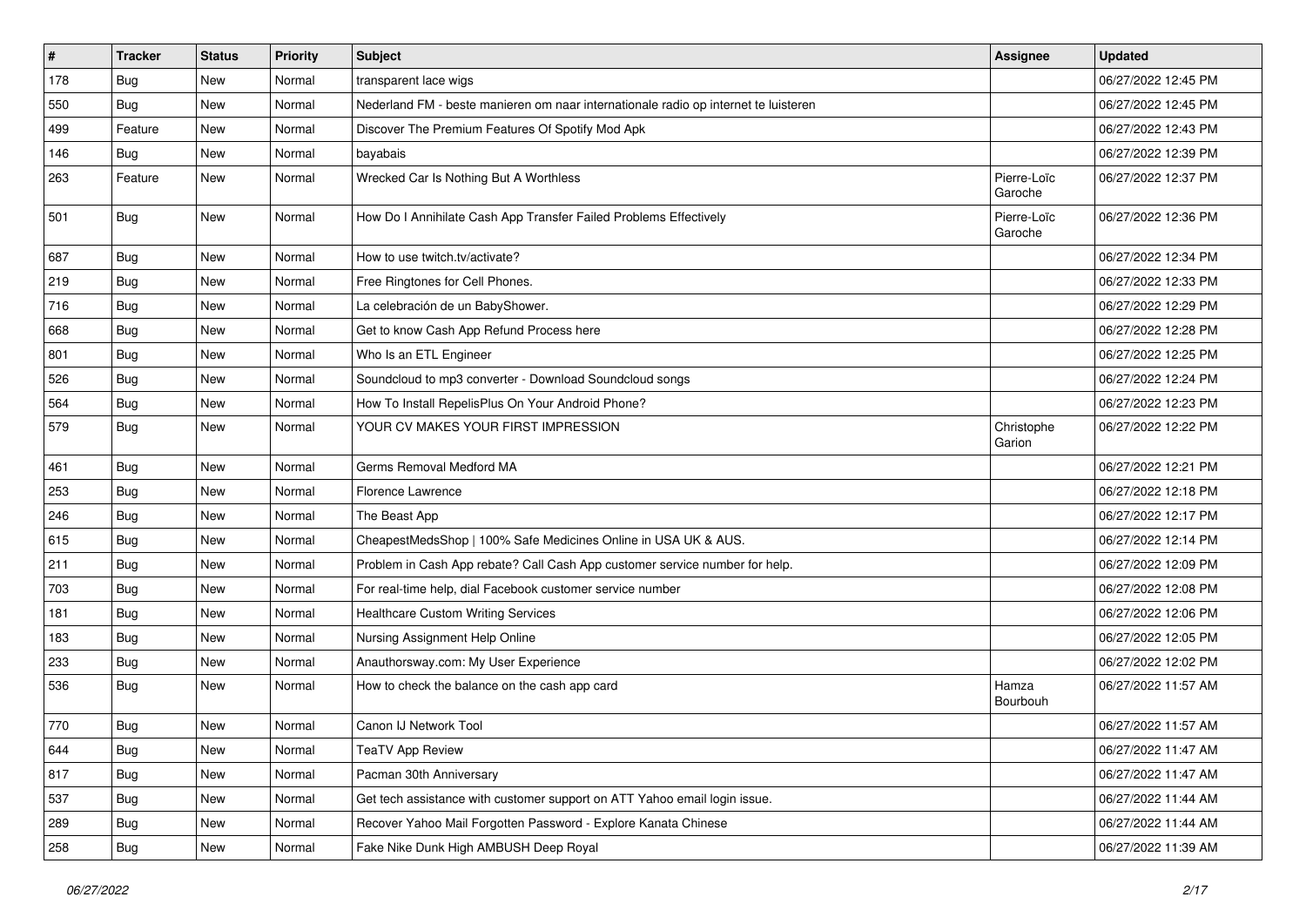| # | Tracker | Status | Priority | Subject | Assignee | Updated |
|---|---|---|---|---|---|---|
| 178 | Bug | New | Normal | transparent lace wigs | | 06/27/2022 12:45 PM |
| 550 | Bug | New | Normal | Nederland FM - beste manieren om naar internationale radio op internet te luisteren | | 06/27/2022 12:45 PM |
| 499 | Feature | New | Normal | Discover The Premium Features Of Spotify Mod Apk | | 06/27/2022 12:43 PM |
| 146 | Bug | New | Normal | bayabais | | 06/27/2022 12:39 PM |
| 263 | Feature | New | Normal | Wrecked Car Is Nothing But A Worthless | Pierre-Loïc Garoche | 06/27/2022 12:37 PM |
| 501 | Bug | New | Normal | How Do I Annihilate Cash App Transfer Failed Problems Effectively | Pierre-Loïc Garoche | 06/27/2022 12:36 PM |
| 687 | Bug | New | Normal | How to use twitch.tv/activate? | | 06/27/2022 12:34 PM |
| 219 | Bug | New | Normal | Free Ringtones for Cell Phones. | | 06/27/2022 12:33 PM |
| 716 | Bug | New | Normal | La celebración de un BabyShower. | | 06/27/2022 12:29 PM |
| 668 | Bug | New | Normal | Get to know Cash App Refund Process here | | 06/27/2022 12:28 PM |
| 801 | Bug | New | Normal | Who Is an ETL Engineer | | 06/27/2022 12:25 PM |
| 526 | Bug | New | Normal | Soundcloud to mp3 converter - Download Soundcloud songs | | 06/27/2022 12:24 PM |
| 564 | Bug | New | Normal | How To Install RepelisPlus On Your Android Phone? | | 06/27/2022 12:23 PM |
| 579 | Bug | New | Normal | YOUR CV MAKES YOUR FIRST IMPRESSION | Christophe Garion | 06/27/2022 12:22 PM |
| 461 | Bug | New | Normal | Germs Removal Medford MA | | 06/27/2022 12:21 PM |
| 253 | Bug | New | Normal | Florence Lawrence | | 06/27/2022 12:18 PM |
| 246 | Bug | New | Normal | The Beast App | | 06/27/2022 12:17 PM |
| 615 | Bug | New | Normal | CheapestMedsShop \| 100% Safe Medicines Online in USA UK & AUS. | | 06/27/2022 12:14 PM |
| 211 | Bug | New | Normal | Problem in Cash App rebate? Call Cash App customer service number for help. | | 06/27/2022 12:09 PM |
| 703 | Bug | New | Normal | For real-time help, dial Facebook customer service number | | 06/27/2022 12:08 PM |
| 181 | Bug | New | Normal | Healthcare Custom Writing Services | | 06/27/2022 12:06 PM |
| 183 | Bug | New | Normal | Nursing Assignment Help Online | | 06/27/2022 12:05 PM |
| 233 | Bug | New | Normal | Anauthorsway.com: My User Experience | | 06/27/2022 12:02 PM |
| 536 | Bug | New | Normal | How to check the balance on the cash app card | Hamza Bourbouh | 06/27/2022 11:57 AM |
| 770 | Bug | New | Normal | Canon IJ Network Tool | | 06/27/2022 11:57 AM |
| 644 | Bug | New | Normal | TeaTV App Review | | 06/27/2022 11:47 AM |
| 817 | Bug | New | Normal | Pacman 30th Anniversary | | 06/27/2022 11:47 AM |
| 537 | Bug | New | Normal | Get tech assistance with customer support on ATT Yahoo email login issue. | | 06/27/2022 11:44 AM |
| 289 | Bug | New | Normal | Recover Yahoo Mail Forgotten Password - Explore Kanata Chinese | | 06/27/2022 11:44 AM |
| 258 | Bug | New | Normal | Fake Nike Dunk High AMBUSH Deep Royal | | 06/27/2022 11:39 AM |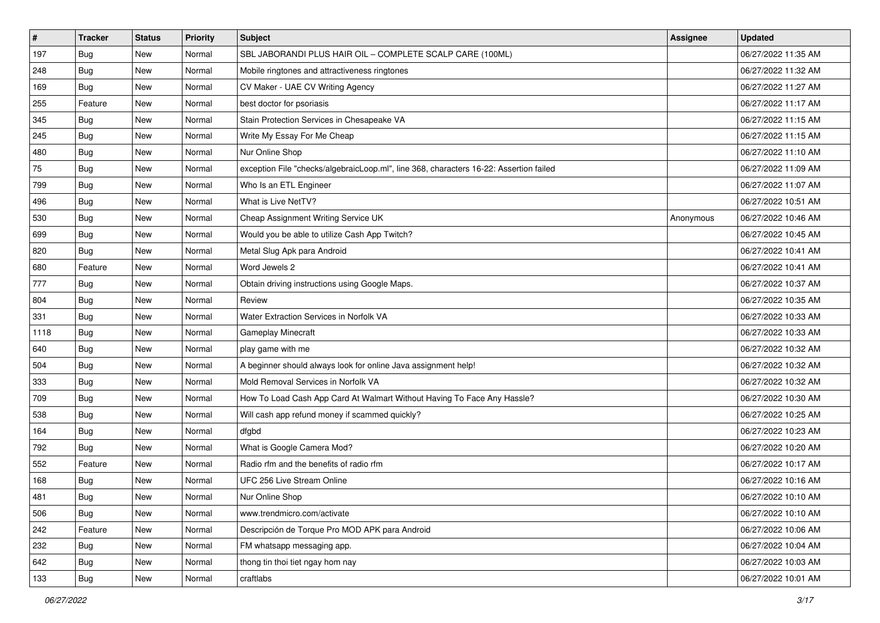| # | Tracker | Status | Priority | Subject | Assignee | Updated |
|---|---|---|---|---|---|---|
| 197 | Bug | New | Normal | SBL JABORANDI PLUS HAIR OIL – COMPLETE SCALP CARE (100ML) | | 06/27/2022 11:35 AM |
| 248 | Bug | New | Normal | Mobile ringtones and attractiveness ringtones | | 06/27/2022 11:32 AM |
| 169 | Bug | New | Normal | CV Maker - UAE CV Writing Agency | | 06/27/2022 11:27 AM |
| 255 | Feature | New | Normal | best doctor for psoriasis | | 06/27/2022 11:17 AM |
| 345 | Bug | New | Normal | Stain Protection Services in Chesapeake VA | | 06/27/2022 11:15 AM |
| 245 | Bug | New | Normal | Write My Essay For Me Cheap | | 06/27/2022 11:15 AM |
| 480 | Bug | New | Normal | Nur Online Shop | | 06/27/2022 11:10 AM |
| 75 | Bug | New | Normal | exception File "checks/algebraicLoop.ml", line 368, characters 16-22: Assertion failed | | 06/27/2022 11:09 AM |
| 799 | Bug | New | Normal | Who Is an ETL Engineer | | 06/27/2022 11:07 AM |
| 496 | Bug | New | Normal | What is Live NetTV? | | 06/27/2022 10:51 AM |
| 530 | Bug | New | Normal | Cheap Assignment Writing Service UK | Anonymous | 06/27/2022 10:46 AM |
| 699 | Bug | New | Normal | Would you be able to utilize Cash App Twitch? | | 06/27/2022 10:45 AM |
| 820 | Bug | New | Normal | Metal Slug Apk para Android | | 06/27/2022 10:41 AM |
| 680 | Feature | New | Normal | Word Jewels 2 | | 06/27/2022 10:41 AM |
| 777 | Bug | New | Normal | Obtain driving instructions using Google Maps. | | 06/27/2022 10:37 AM |
| 804 | Bug | New | Normal | Review | | 06/27/2022 10:35 AM |
| 331 | Bug | New | Normal | Water Extraction Services in Norfolk VA | | 06/27/2022 10:33 AM |
| 1118 | Bug | New | Normal | Gameplay Minecraft | | 06/27/2022 10:33 AM |
| 640 | Bug | New | Normal | play game with me | | 06/27/2022 10:32 AM |
| 504 | Bug | New | Normal | A beginner should always look for online Java assignment help! | | 06/27/2022 10:32 AM |
| 333 | Bug | New | Normal | Mold Removal Services in Norfolk VA | | 06/27/2022 10:32 AM |
| 709 | Bug | New | Normal | How To Load Cash App Card At Walmart Without Having To Face Any Hassle? | | 06/27/2022 10:30 AM |
| 538 | Bug | New | Normal | Will cash app refund money if scammed quickly? | | 06/27/2022 10:25 AM |
| 164 | Bug | New | Normal | dfgbd | | 06/27/2022 10:23 AM |
| 792 | Bug | New | Normal | What is Google Camera Mod? | | 06/27/2022 10:20 AM |
| 552 | Feature | New | Normal | Radio rfm and the benefits of radio rfm | | 06/27/2022 10:17 AM |
| 168 | Bug | New | Normal | UFC 256 Live Stream Online | | 06/27/2022 10:16 AM |
| 481 | Bug | New | Normal | Nur Online Shop | | 06/27/2022 10:10 AM |
| 506 | Bug | New | Normal | www.trendmicro.com/activate | | 06/27/2022 10:10 AM |
| 242 | Feature | New | Normal | Descripción de Torque Pro MOD APK para Android | | 06/27/2022 10:06 AM |
| 232 | Bug | New | Normal | FM whatsapp messaging app. | | 06/27/2022 10:04 AM |
| 642 | Bug | New | Normal | thong tin thoi tiet ngay hom nay | | 06/27/2022 10:03 AM |
| 133 | Bug | New | Normal | craftlabs | | 06/27/2022 10:01 AM |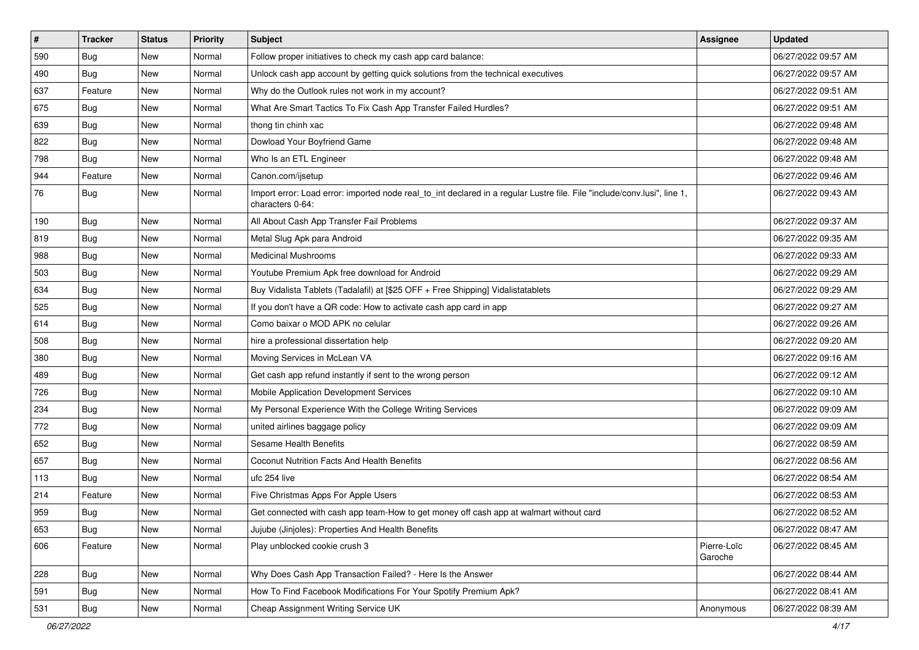| # | Tracker | Status | Priority | Subject | Assignee | Updated |
|---|---|---|---|---|---|---|
| 590 | Bug | New | Normal | Follow proper initiatives to check my cash app card balance: | | 06/27/2022 09:57 AM |
| 490 | Bug | New | Normal | Unlock cash app account by getting quick solutions from the technical executives | | 06/27/2022 09:57 AM |
| 637 | Feature | New | Normal | Why do the Outlook rules not work in my account? | | 06/27/2022 09:51 AM |
| 675 | Bug | New | Normal | What Are Smart Tactics To Fix Cash App Transfer Failed Hurdles? | | 06/27/2022 09:51 AM |
| 639 | Bug | New | Normal | thong tin chinh xac | | 06/27/2022 09:48 AM |
| 822 | Bug | New | Normal | Dowload Your Boyfriend Game | | 06/27/2022 09:48 AM |
| 798 | Bug | New | Normal | Who Is an ETL Engineer | | 06/27/2022 09:48 AM |
| 944 | Feature | New | Normal | Canon.com/ijsetup | | 06/27/2022 09:46 AM |
| 76 | Bug | New | Normal | Import error: Load error: imported node real_to_int declared in a regular Lustre file. File "include/conv.lusi", line 1, characters 0-64: | | 06/27/2022 09:43 AM |
| 190 | Bug | New | Normal | All About Cash App Transfer Fail Problems | | 06/27/2022 09:37 AM |
| 819 | Bug | New | Normal | Metal Slug Apk para Android | | 06/27/2022 09:35 AM |
| 988 | Bug | New | Normal | Medicinal Mushrooms | | 06/27/2022 09:33 AM |
| 503 | Bug | New | Normal | Youtube Premium Apk free download for Android | | 06/27/2022 09:29 AM |
| 634 | Bug | New | Normal | Buy Vidalista Tablets (Tadalafil) at [$25 OFF + Free Shipping] Vidalistatablets | | 06/27/2022 09:29 AM |
| 525 | Bug | New | Normal | If you don't have a QR code: How to activate cash app card in app | | 06/27/2022 09:27 AM |
| 614 | Bug | New | Normal | Como baixar o MOD APK no celular | | 06/27/2022 09:26 AM |
| 508 | Bug | New | Normal | hire a professional dissertation help | | 06/27/2022 09:20 AM |
| 380 | Bug | New | Normal | Moving Services in McLean VA | | 06/27/2022 09:16 AM |
| 489 | Bug | New | Normal | Get cash app refund instantly if sent to the wrong person | | 06/27/2022 09:12 AM |
| 726 | Bug | New | Normal | Mobile Application Development Services | | 06/27/2022 09:10 AM |
| 234 | Bug | New | Normal | My Personal Experience With the College Writing Services | | 06/27/2022 09:09 AM |
| 772 | Bug | New | Normal | united airlines baggage policy | | 06/27/2022 09:09 AM |
| 652 | Bug | New | Normal | Sesame Health Benefits | | 06/27/2022 08:59 AM |
| 657 | Bug | New | Normal | Coconut Nutrition Facts And Health Benefits | | 06/27/2022 08:56 AM |
| 113 | Bug | New | Normal | ufc 254 live | | 06/27/2022 08:54 AM |
| 214 | Feature | New | Normal | Five Christmas Apps For Apple Users | | 06/27/2022 08:53 AM |
| 959 | Bug | New | Normal | Get connected with cash app team-How to get money off cash app at walmart without card | | 06/27/2022 08:52 AM |
| 653 | Bug | New | Normal | Jujube (Jinjoles): Properties And Health Benefits | | 06/27/2022 08:47 AM |
| 606 | Feature | New | Normal | Play unblocked cookie crush 3 | Pierre-Loïc Garoche | 06/27/2022 08:45 AM |
| 228 | Bug | New | Normal | Why Does Cash App Transaction Failed? - Here Is the Answer | | 06/27/2022 08:44 AM |
| 591 | Bug | New | Normal | How To Find Facebook Modifications For Your Spotify Premium Apk? | | 06/27/2022 08:41 AM |
| 531 | Bug | New | Normal | Cheap Assignment Writing Service UK | Anonymous | 06/27/2022 08:39 AM |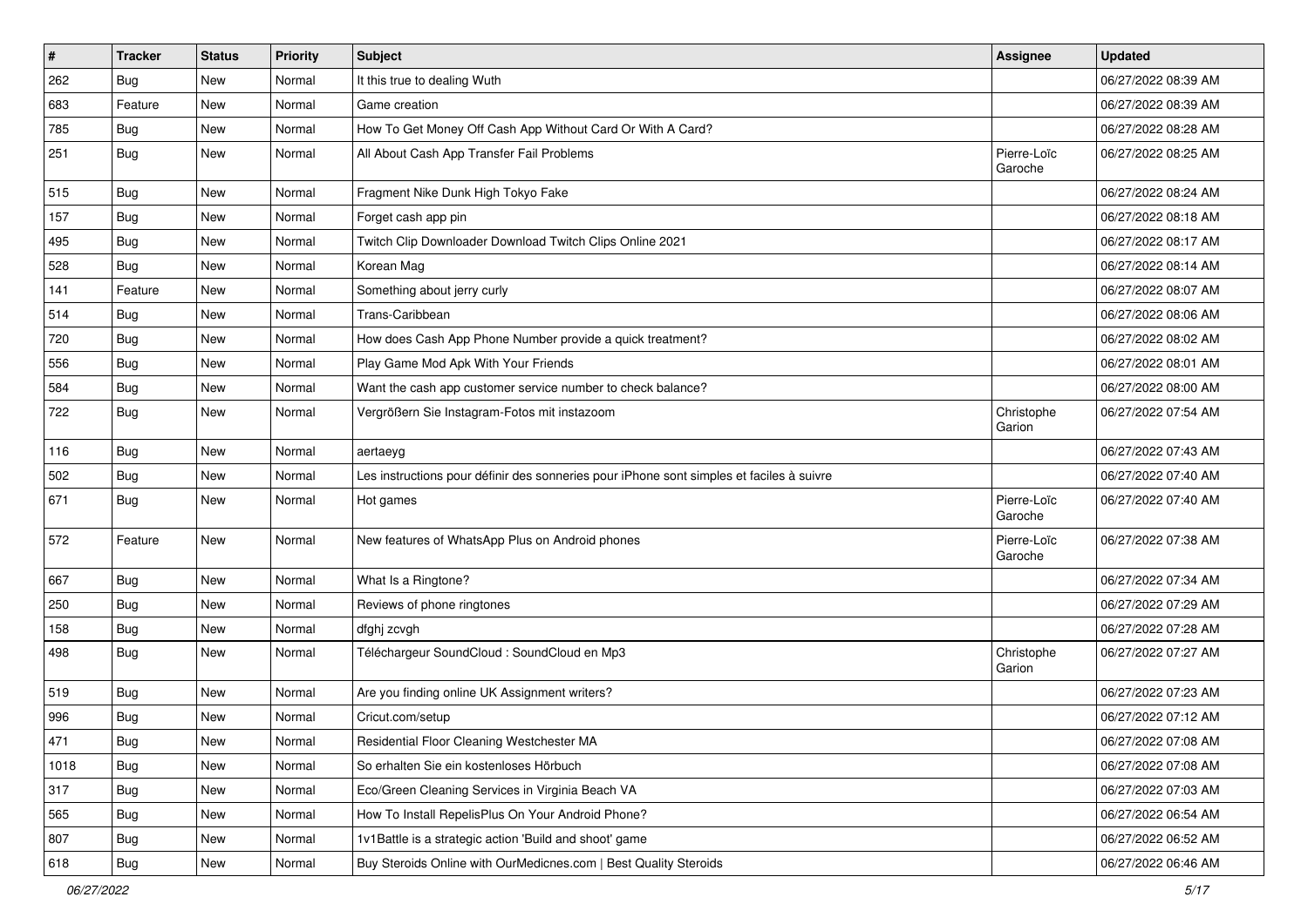| # | Tracker | Status | Priority | Subject | Assignee | Updated |
| --- | --- | --- | --- | --- | --- | --- |
| 262 | Bug | New | Normal | It this true to dealing Wuth | | 06/27/2022 08:39 AM |
| 683 | Feature | New | Normal | Game creation | | 06/27/2022 08:39 AM |
| 785 | Bug | New | Normal | How To Get Money Off Cash App Without Card Or With A Card? | | 06/27/2022 08:28 AM |
| 251 | Bug | New | Normal | All About Cash App Transfer Fail Problems | Pierre-Loïc Garoche | 06/27/2022 08:25 AM |
| 515 | Bug | New | Normal | Fragment Nike Dunk High Tokyo Fake | | 06/27/2022 08:24 AM |
| 157 | Bug | New | Normal | Forget cash app pin | | 06/27/2022 08:18 AM |
| 495 | Bug | New | Normal | Twitch Clip Downloader Download Twitch Clips Online 2021 | | 06/27/2022 08:17 AM |
| 528 | Bug | New | Normal | Korean Mag | | 06/27/2022 08:14 AM |
| 141 | Feature | New | Normal | Something about jerry curly | | 06/27/2022 08:07 AM |
| 514 | Bug | New | Normal | Trans-Caribbean | | 06/27/2022 08:06 AM |
| 720 | Bug | New | Normal | How does Cash App Phone Number provide a quick treatment? | | 06/27/2022 08:02 AM |
| 556 | Bug | New | Normal | Play Game Mod Apk With Your Friends | | 06/27/2022 08:01 AM |
| 584 | Bug | New | Normal | Want the cash app customer service number to check balance? | | 06/27/2022 08:00 AM |
| 722 | Bug | New | Normal | Vergrößern Sie Instagram-Fotos mit instazoom | Christophe Garion | 06/27/2022 07:54 AM |
| 116 | Bug | New | Normal | aertaeyg | | 06/27/2022 07:43 AM |
| 502 | Bug | New | Normal | Les instructions pour définir des sonneries pour iPhone sont simples et faciles à suivre | | 06/27/2022 07:40 AM |
| 671 | Bug | New | Normal | Hot games | Pierre-Loïc Garoche | 06/27/2022 07:40 AM |
| 572 | Feature | New | Normal | New features of WhatsApp Plus on Android phones | Pierre-Loïc Garoche | 06/27/2022 07:38 AM |
| 667 | Bug | New | Normal | What Is a Ringtone? | | 06/27/2022 07:34 AM |
| 250 | Bug | New | Normal | Reviews of phone ringtones | | 06/27/2022 07:29 AM |
| 158 | Bug | New | Normal | dfghj zcvgh | | 06/27/2022 07:28 AM |
| 498 | Bug | New | Normal | Téléchargeur SoundCloud : SoundCloud en Mp3 | Christophe Garion | 06/27/2022 07:27 AM |
| 519 | Bug | New | Normal | Are you finding online UK Assignment writers? | | 06/27/2022 07:23 AM |
| 996 | Bug | New | Normal | Cricut.com/setup | | 06/27/2022 07:12 AM |
| 471 | Bug | New | Normal | Residential Floor Cleaning Westchester MA | | 06/27/2022 07:08 AM |
| 1018 | Bug | New | Normal | So erhalten Sie ein kostenloses Hörbuch | | 06/27/2022 07:08 AM |
| 317 | Bug | New | Normal | Eco/Green Cleaning Services in Virginia Beach VA | | 06/27/2022 07:03 AM |
| 565 | Bug | New | Normal | How To Install RepelisPlus On Your Android Phone? | | 06/27/2022 06:54 AM |
| 807 | Bug | New | Normal | 1v1Battle is a strategic action 'Build and shoot' game | | 06/27/2022 06:52 AM |
| 618 | Bug | New | Normal | Buy Steroids Online with OurMedicnes.com \| Best Quality Steroids | | 06/27/2022 06:46 AM |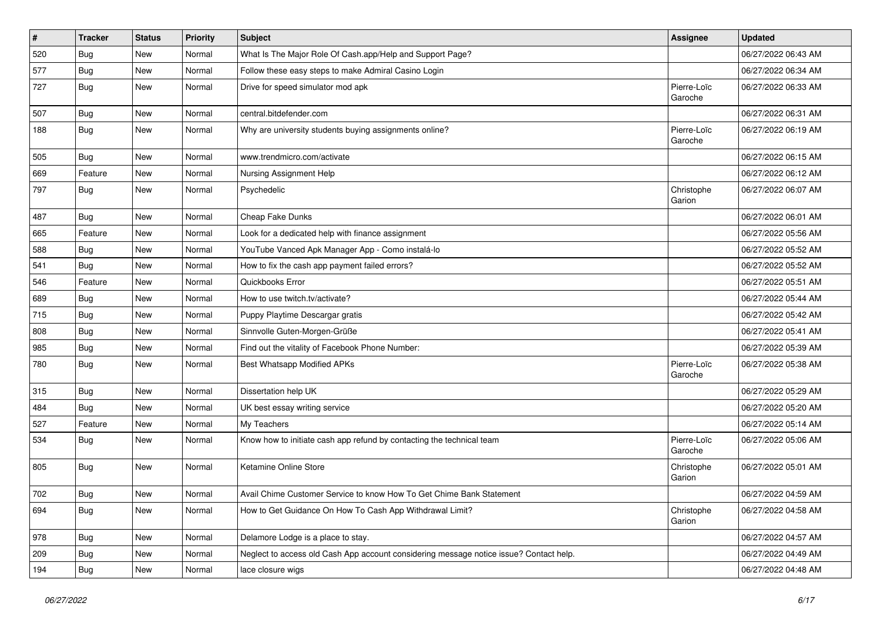| # | Tracker | Status | Priority | Subject | Assignee | Updated |
|---|---|---|---|---|---|---|
| 520 | Bug | New | Normal | What Is The Major Role Of Cash.app/Help and Support Page? | | 06/27/2022 06:43 AM |
| 577 | Bug | New | Normal | Follow these easy steps to make Admiral Casino Login | | 06/27/2022 06:34 AM |
| 727 | Bug | New | Normal | Drive for speed simulator mod apk | Pierre-Loïc Garoche | 06/27/2022 06:33 AM |
| 507 | Bug | New | Normal | central.bitdefender.com | | 06/27/2022 06:31 AM |
| 188 | Bug | New | Normal | Why are university students buying assignments online? | Pierre-Loïc Garoche | 06/27/2022 06:19 AM |
| 505 | Bug | New | Normal | www.trendmicro.com/activate | | 06/27/2022 06:15 AM |
| 669 | Feature | New | Normal | Nursing Assignment Help | | 06/27/2022 06:12 AM |
| 797 | Bug | New | Normal | Psychedelic | Christophe Garion | 06/27/2022 06:07 AM |
| 487 | Bug | New | Normal | Cheap Fake Dunks | | 06/27/2022 06:01 AM |
| 665 | Feature | New | Normal | Look for a dedicated help with finance assignment | | 06/27/2022 05:56 AM |
| 588 | Bug | New | Normal | YouTube Vanced Apk Manager App - Como instalá-lo | | 06/27/2022 05:52 AM |
| 541 | Bug | New | Normal | How to fix the cash app payment failed errors? | | 06/27/2022 05:52 AM |
| 546 | Feature | New | Normal | Quickbooks Error | | 06/27/2022 05:51 AM |
| 689 | Bug | New | Normal | How to use twitch.tv/activate? | | 06/27/2022 05:44 AM |
| 715 | Bug | New | Normal | Puppy Playtime Descargar gratis | | 06/27/2022 05:42 AM |
| 808 | Bug | New | Normal | Sinnvolle Guten-Morgen-Grüße | | 06/27/2022 05:41 AM |
| 985 | Bug | New | Normal | Find out the vitality of Facebook Phone Number: | | 06/27/2022 05:39 AM |
| 780 | Bug | New | Normal | Best Whatsapp Modified APKs | Pierre-Loïc Garoche | 06/27/2022 05:38 AM |
| 315 | Bug | New | Normal | Dissertation help UK | | 06/27/2022 05:29 AM |
| 484 | Bug | New | Normal | UK best essay writing service | | 06/27/2022 05:20 AM |
| 527 | Feature | New | Normal | My Teachers | | 06/27/2022 05:14 AM |
| 534 | Bug | New | Normal | Know how to initiate cash app refund by contacting the technical team | Pierre-Loïc Garoche | 06/27/2022 05:06 AM |
| 805 | Bug | New | Normal | Ketamine Online Store | Christophe Garion | 06/27/2022 05:01 AM |
| 702 | Bug | New | Normal | Avail Chime Customer Service to know How To Get Chime Bank Statement | | 06/27/2022 04:59 AM |
| 694 | Bug | New | Normal | How to Get Guidance On How To Cash App Withdrawal Limit? | Christophe Garion | 06/27/2022 04:58 AM |
| 978 | Bug | New | Normal | Delamore Lodge is a place to stay. | | 06/27/2022 04:57 AM |
| 209 | Bug | New | Normal | Neglect to access old Cash App account considering message notice issue? Contact help. | | 06/27/2022 04:49 AM |
| 194 | Bug | New | Normal | lace closure wigs | | 06/27/2022 04:48 AM |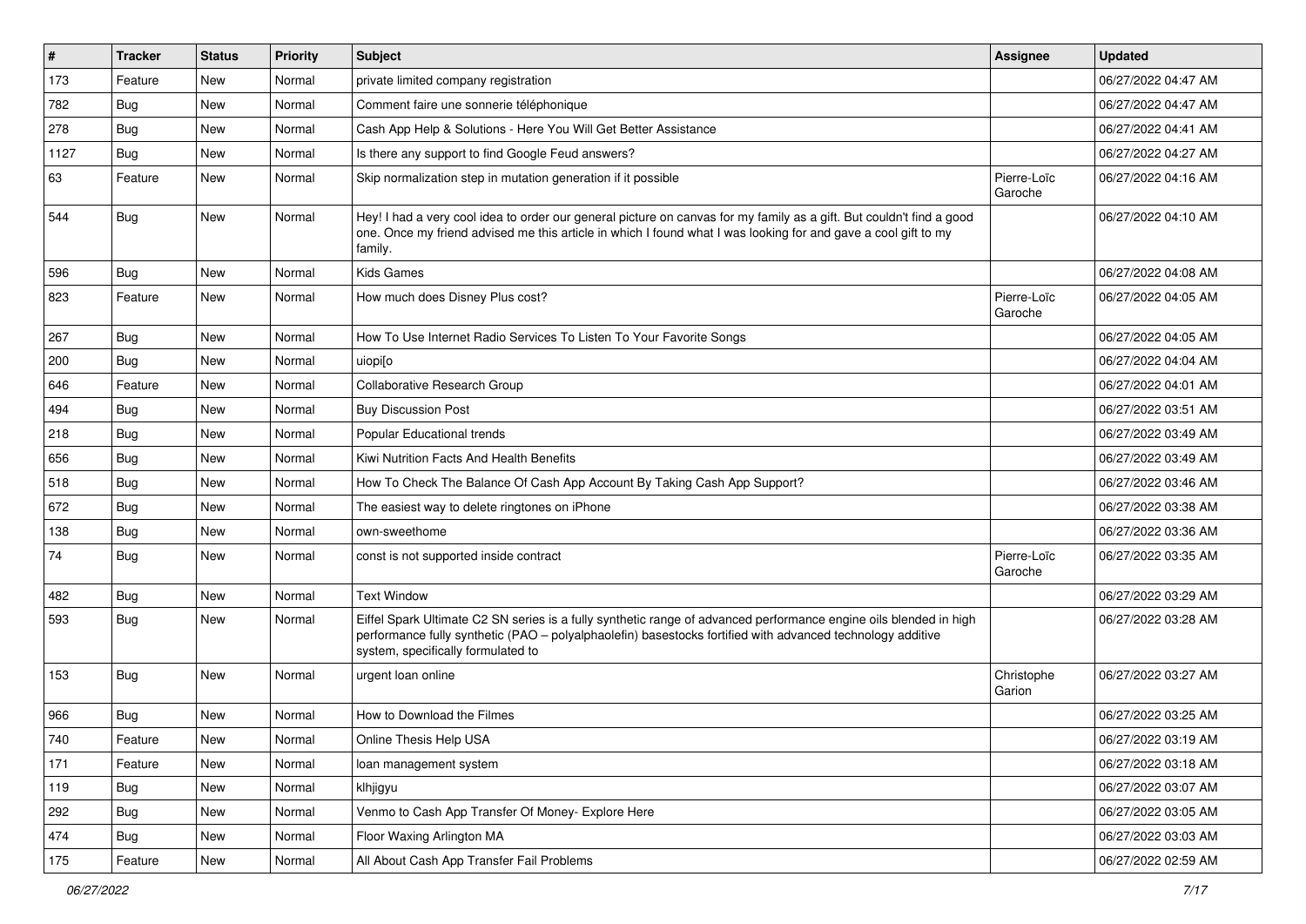| # | Tracker | Status | Priority | Subject | Assignee | Updated |
| --- | --- | --- | --- | --- | --- | --- |
| 173 | Feature | New | Normal | private limited company registration | | 06/27/2022 04:47 AM |
| 782 | Bug | New | Normal | Comment faire une sonnerie téléphonique | | 06/27/2022 04:47 AM |
| 278 | Bug | New | Normal | Cash App Help & Solutions - Here You Will Get Better Assistance | | 06/27/2022 04:41 AM |
| 1127 | Bug | New | Normal | Is there any support to find Google Feud answers? | | 06/27/2022 04:27 AM |
| 63 | Feature | New | Normal | Skip normalization step in mutation generation if it possible | Pierre-Loïc Garoche | 06/27/2022 04:16 AM |
| 544 | Bug | New | Normal | Hey! I had a very cool idea to order our general picture on canvas for my family as a gift. But couldn't find a good one. Once my friend advised me this article in which I found what I was looking for and gave a cool gift to my family. | | 06/27/2022 04:10 AM |
| 596 | Bug | New | Normal | Kids Games | | 06/27/2022 04:08 AM |
| 823 | Feature | New | Normal | How much does Disney Plus cost? | Pierre-Loïc Garoche | 06/27/2022 04:05 AM |
| 267 | Bug | New | Normal | How To Use Internet Radio Services To Listen To Your Favorite Songs | | 06/27/2022 04:05 AM |
| 200 | Bug | New | Normal | uiopi[o | | 06/27/2022 04:04 AM |
| 646 | Feature | New | Normal | Collaborative Research Group | | 06/27/2022 04:01 AM |
| 494 | Bug | New | Normal | Buy Discussion Post | | 06/27/2022 03:51 AM |
| 218 | Bug | New | Normal | Popular Educational trends | | 06/27/2022 03:49 AM |
| 656 | Bug | New | Normal | Kiwi Nutrition Facts And Health Benefits | | 06/27/2022 03:49 AM |
| 518 | Bug | New | Normal | How To Check The Balance Of Cash App Account By Taking Cash App Support? | | 06/27/2022 03:46 AM |
| 672 | Bug | New | Normal | The easiest way to delete ringtones on iPhone | | 06/27/2022 03:38 AM |
| 138 | Bug | New | Normal | own-sweethome | | 06/27/2022 03:36 AM |
| 74 | Bug | New | Normal | const is not supported inside contract | Pierre-Loïc Garoche | 06/27/2022 03:35 AM |
| 482 | Bug | New | Normal | Text Window | | 06/27/2022 03:29 AM |
| 593 | Bug | New | Normal | Eiffel Spark Ultimate C2 SN series is a fully synthetic range of advanced performance engine oils blended in high performance fully synthetic (PAO – polyalphaolefin) basestocks fortified with advanced technology additive system, specifically formulated to | | 06/27/2022 03:28 AM |
| 153 | Bug | New | Normal | urgent loan online | Christophe Garion | 06/27/2022 03:27 AM |
| 966 | Bug | New | Normal | How to Download the Filmes | | 06/27/2022 03:25 AM |
| 740 | Feature | New | Normal | Online Thesis Help USA | | 06/27/2022 03:19 AM |
| 171 | Feature | New | Normal | loan management system | | 06/27/2022 03:18 AM |
| 119 | Bug | New | Normal | klhjigyu | | 06/27/2022 03:07 AM |
| 292 | Bug | New | Normal | Venmo to Cash App Transfer Of Money- Explore Here | | 06/27/2022 03:05 AM |
| 474 | Bug | New | Normal | Floor Waxing Arlington MA | | 06/27/2022 03:03 AM |
| 175 | Feature | New | Normal | All About Cash App Transfer Fail Problems | | 06/27/2022 02:59 AM |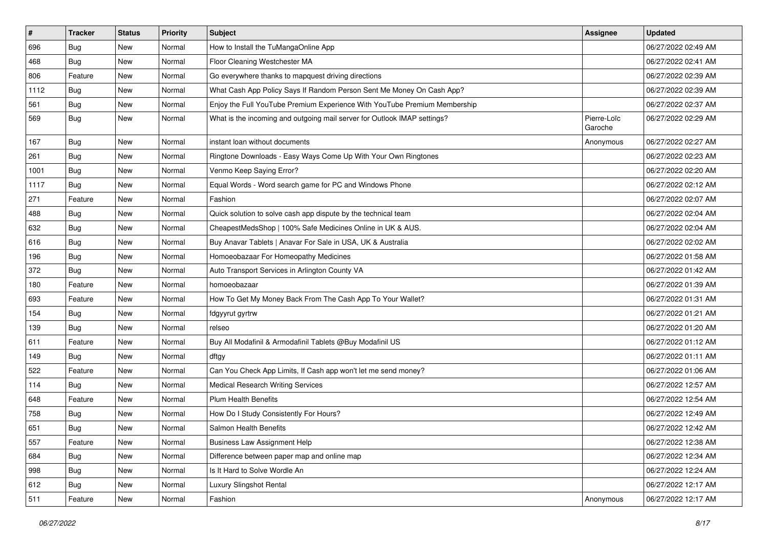| # | Tracker | Status | Priority | Subject | Assignee | Updated |
|---|---|---|---|---|---|---|
| 696 | Bug | New | Normal | How to Install the TuMangaOnline App | | 06/27/2022 02:49 AM |
| 468 | Bug | New | Normal | Floor Cleaning Westchester MA | | 06/27/2022 02:41 AM |
| 806 | Feature | New | Normal | Go everywhere thanks to mapquest driving directions | | 06/27/2022 02:39 AM |
| 1112 | Bug | New | Normal | What Cash App Policy Says If Random Person Sent Me Money On Cash App? | | 06/27/2022 02:39 AM |
| 561 | Bug | New | Normal | Enjoy the Full YouTube Premium Experience With YouTube Premium Membership | | 06/27/2022 02:37 AM |
| 569 | Bug | New | Normal | What is the incoming and outgoing mail server for Outlook IMAP settings? | Pierre-Loïc Garoche | 06/27/2022 02:29 AM |
| 167 | Bug | New | Normal | instant loan without documents | Anonymous | 06/27/2022 02:27 AM |
| 261 | Bug | New | Normal | Ringtone Downloads - Easy Ways Come Up With Your Own Ringtones | | 06/27/2022 02:23 AM |
| 1001 | Bug | New | Normal | Venmo Keep Saying Error? | | 06/27/2022 02:20 AM |
| 1117 | Bug | New | Normal | Equal Words - Word search game for PC and Windows Phone | | 06/27/2022 02:12 AM |
| 271 | Feature | New | Normal | Fashion | | 06/27/2022 02:07 AM |
| 488 | Bug | New | Normal | Quick solution to solve cash app dispute by the technical team | | 06/27/2022 02:04 AM |
| 632 | Bug | New | Normal | CheapestMedsShop \| 100% Safe Medicines Online in UK & AUS. | | 06/27/2022 02:04 AM |
| 616 | Bug | New | Normal | Buy Anavar Tablets \| Anavar For Sale in USA, UK & Australia | | 06/27/2022 02:02 AM |
| 196 | Bug | New | Normal | Homoeobazaar For Homeopathy Medicines | | 06/27/2022 01:58 AM |
| 372 | Bug | New | Normal | Auto Transport Services in Arlington County VA | | 06/27/2022 01:42 AM |
| 180 | Feature | New | Normal | homoeobazaar | | 06/27/2022 01:39 AM |
| 693 | Feature | New | Normal | How To Get My Money Back From The Cash App To Your Wallet? | | 06/27/2022 01:31 AM |
| 154 | Bug | New | Normal | fdgyyrut gyrtrw | | 06/27/2022 01:21 AM |
| 139 | Bug | New | Normal | relseo | | 06/27/2022 01:20 AM |
| 611 | Feature | New | Normal | Buy All Modafinil & Armodafinil Tablets @Buy Modafinil US | | 06/27/2022 01:12 AM |
| 149 | Bug | New | Normal | dftgy | | 06/27/2022 01:11 AM |
| 522 | Feature | New | Normal | Can You Check App Limits, If Cash app won't let me send money? | | 06/27/2022 01:06 AM |
| 114 | Bug | New | Normal | Medical Research Writing Services | | 06/27/2022 12:57 AM |
| 648 | Feature | New | Normal | Plum Health Benefits | | 06/27/2022 12:54 AM |
| 758 | Bug | New | Normal | How Do I Study Consistently For Hours? | | 06/27/2022 12:49 AM |
| 651 | Bug | New | Normal | Salmon Health Benefits | | 06/27/2022 12:42 AM |
| 557 | Feature | New | Normal | Business Law Assignment Help | | 06/27/2022 12:38 AM |
| 684 | Bug | New | Normal | Difference between paper map and online map | | 06/27/2022 12:34 AM |
| 998 | Bug | New | Normal | Is It Hard to Solve Wordle An | | 06/27/2022 12:24 AM |
| 612 | Bug | New | Normal | Luxury Slingshot Rental | | 06/27/2022 12:17 AM |
| 511 | Feature | New | Normal | Fashion | Anonymous | 06/27/2022 12:17 AM |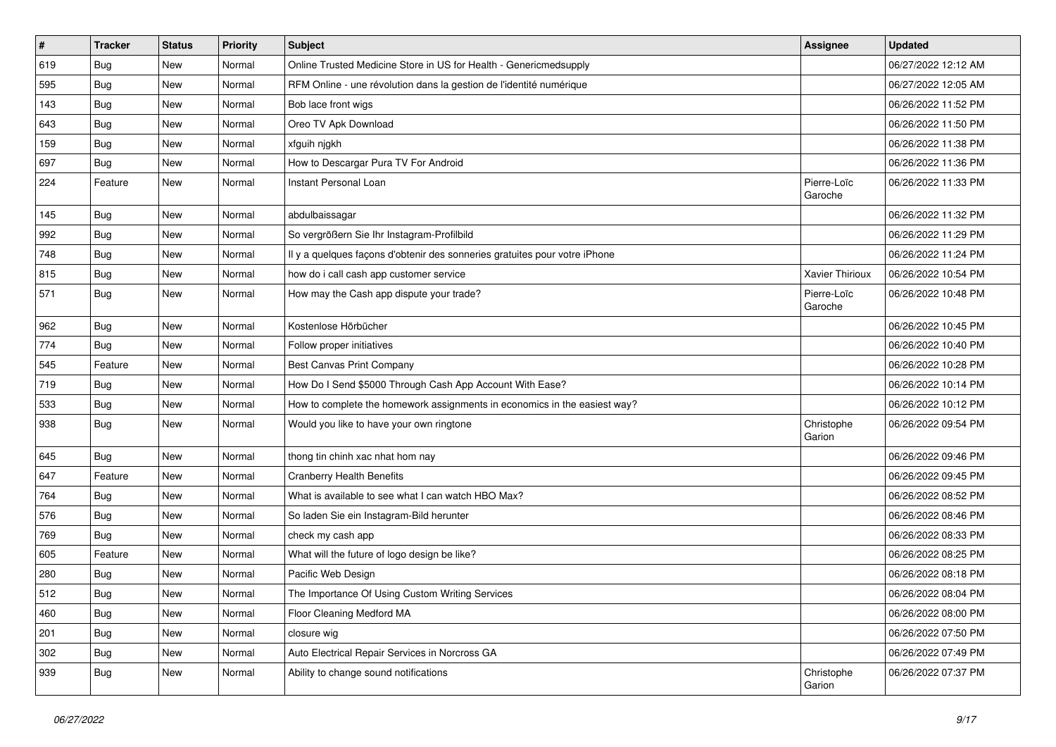| # | Tracker | Status | Priority | Subject | Assignee | Updated |
|---|---|---|---|---|---|---|
| 619 | Bug | New | Normal | Online Trusted Medicine Store in US for Health - Genericmedsupply | | 06/27/2022 12:12 AM |
| 595 | Bug | New | Normal | RFM Online - une révolution dans la gestion de l'identité numérique | | 06/27/2022 12:05 AM |
| 143 | Bug | New | Normal | Bob lace front wigs | | 06/26/2022 11:52 PM |
| 643 | Bug | New | Normal | Oreo TV Apk Download | | 06/26/2022 11:50 PM |
| 159 | Bug | New | Normal | xfguih njgkh | | 06/26/2022 11:38 PM |
| 697 | Bug | New | Normal | How to Descargar Pura TV For Android | | 06/26/2022 11:36 PM |
| 224 | Feature | New | Normal | Instant Personal Loan | Pierre-Loïc Garoche | 06/26/2022 11:33 PM |
| 145 | Bug | New | Normal | abdulbaissagar | | 06/26/2022 11:32 PM |
| 992 | Bug | New | Normal | So vergrößern Sie Ihr Instagram-Profilbild | | 06/26/2022 11:29 PM |
| 748 | Bug | New | Normal | Il y a quelques façons d'obtenir des sonneries gratuites pour votre iPhone | | 06/26/2022 11:24 PM |
| 815 | Bug | New | Normal | how do i call cash app customer service | Xavier Thirioux | 06/26/2022 10:54 PM |
| 571 | Bug | New | Normal | How may the Cash app dispute your trade? | Pierre-Loïc Garoche | 06/26/2022 10:48 PM |
| 962 | Bug | New | Normal | Kostenlose Hörbücher | | 06/26/2022 10:45 PM |
| 774 | Bug | New | Normal | Follow proper initiatives | | 06/26/2022 10:40 PM |
| 545 | Feature | New | Normal | Best Canvas Print Company | | 06/26/2022 10:28 PM |
| 719 | Bug | New | Normal | How Do I Send $5000 Through Cash App Account With Ease? | | 06/26/2022 10:14 PM |
| 533 | Bug | New | Normal | How to complete the homework assignments in economics in the easiest way? | | 06/26/2022 10:12 PM |
| 938 | Bug | New | Normal | Would you like to have your own ringtone | Christophe Garion | 06/26/2022 09:54 PM |
| 645 | Bug | New | Normal | thong tin chinh xac nhat hom nay | | 06/26/2022 09:46 PM |
| 647 | Feature | New | Normal | Cranberry Health Benefits | | 06/26/2022 09:45 PM |
| 764 | Bug | New | Normal | What is available to see what I can watch HBO Max? | | 06/26/2022 08:52 PM |
| 576 | Bug | New | Normal | So laden Sie ein Instagram-Bild herunter | | 06/26/2022 08:46 PM |
| 769 | Bug | New | Normal | check my cash app | | 06/26/2022 08:33 PM |
| 605 | Feature | New | Normal | What will the future of logo design be like? | | 06/26/2022 08:25 PM |
| 280 | Bug | New | Normal | Pacific Web Design | | 06/26/2022 08:18 PM |
| 512 | Bug | New | Normal | The Importance Of Using Custom Writing Services | | 06/26/2022 08:04 PM |
| 460 | Bug | New | Normal | Floor Cleaning Medford MA | | 06/26/2022 08:00 PM |
| 201 | Bug | New | Normal | closure wig | | 06/26/2022 07:50 PM |
| 302 | Bug | New | Normal | Auto Electrical Repair Services in Norcross GA | | 06/26/2022 07:49 PM |
| 939 | Bug | New | Normal | Ability to change sound notifications | Christophe Garion | 06/26/2022 07:37 PM |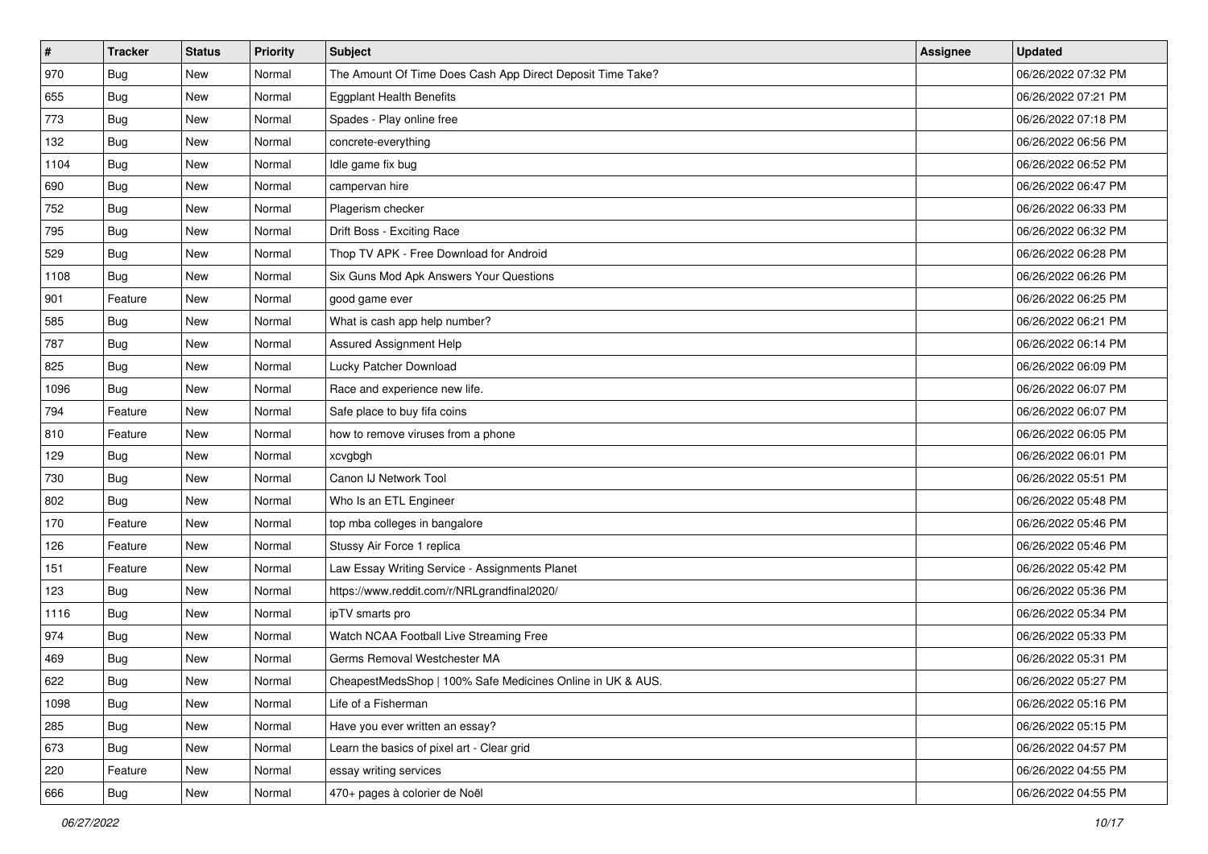| # | Tracker | Status | Priority | Subject | Assignee | Updated |
| --- | --- | --- | --- | --- | --- | --- |
| 970 | Bug | New | Normal | The Amount Of Time Does Cash App Direct Deposit Time Take? | | 06/26/2022 07:32 PM |
| 655 | Bug | New | Normal | Eggplant Health Benefits | | 06/26/2022 07:21 PM |
| 773 | Bug | New | Normal | Spades - Play online free | | 06/26/2022 07:18 PM |
| 132 | Bug | New | Normal | concrete-everything | | 06/26/2022 06:56 PM |
| 1104 | Bug | New | Normal | Idle game fix bug | | 06/26/2022 06:52 PM |
| 690 | Bug | New | Normal | campervan hire | | 06/26/2022 06:47 PM |
| 752 | Bug | New | Normal | Plagerism checker | | 06/26/2022 06:33 PM |
| 795 | Bug | New | Normal | Drift Boss - Exciting Race | | 06/26/2022 06:32 PM |
| 529 | Bug | New | Normal | Thop TV APK - Free Download for Android | | 06/26/2022 06:28 PM |
| 1108 | Bug | New | Normal | Six Guns Mod Apk Answers Your Questions | | 06/26/2022 06:26 PM |
| 901 | Feature | New | Normal | good game ever | | 06/26/2022 06:25 PM |
| 585 | Bug | New | Normal | What is cash app help number? | | 06/26/2022 06:21 PM |
| 787 | Bug | New | Normal | Assured Assignment Help | | 06/26/2022 06:14 PM |
| 825 | Bug | New | Normal | Lucky Patcher Download | | 06/26/2022 06:09 PM |
| 1096 | Bug | New | Normal | Race and experience new life. | | 06/26/2022 06:07 PM |
| 794 | Feature | New | Normal | Safe place to buy fifa coins | | 06/26/2022 06:07 PM |
| 810 | Feature | New | Normal | how to remove viruses from a phone | | 06/26/2022 06:05 PM |
| 129 | Bug | New | Normal | xcvgbgh | | 06/26/2022 06:01 PM |
| 730 | Bug | New | Normal | Canon IJ Network Tool | | 06/26/2022 05:51 PM |
| 802 | Bug | New | Normal | Who Is an ETL Engineer | | 06/26/2022 05:48 PM |
| 170 | Feature | New | Normal | top mba colleges in bangalore | | 06/26/2022 05:46 PM |
| 126 | Feature | New | Normal | Stussy Air Force 1 replica | | 06/26/2022 05:46 PM |
| 151 | Feature | New | Normal | Law Essay Writing Service - Assignments Planet | | 06/26/2022 05:42 PM |
| 123 | Bug | New | Normal | https://www.reddit.com/r/NRLgrandfinal2020/ | | 06/26/2022 05:36 PM |
| 1116 | Bug | New | Normal | ipTV smarts pro | | 06/26/2022 05:34 PM |
| 974 | Bug | New | Normal | Watch NCAA Football Live Streaming Free | | 06/26/2022 05:33 PM |
| 469 | Bug | New | Normal | Germs Removal Westchester MA | | 06/26/2022 05:31 PM |
| 622 | Bug | New | Normal | CheapestMedsShop \| 100% Safe Medicines Online in UK & AUS. | | 06/26/2022 05:27 PM |
| 1098 | Bug | New | Normal | Life of a Fisherman | | 06/26/2022 05:16 PM |
| 285 | Bug | New | Normal | Have you ever written an essay? | | 06/26/2022 05:15 PM |
| 673 | Bug | New | Normal | Learn the basics of pixel art - Clear grid | | 06/26/2022 04:57 PM |
| 220 | Feature | New | Normal | essay writing services | | 06/26/2022 04:55 PM |
| 666 | Bug | New | Normal | 470+ pages à colorier de Noël | | 06/26/2022 04:55 PM |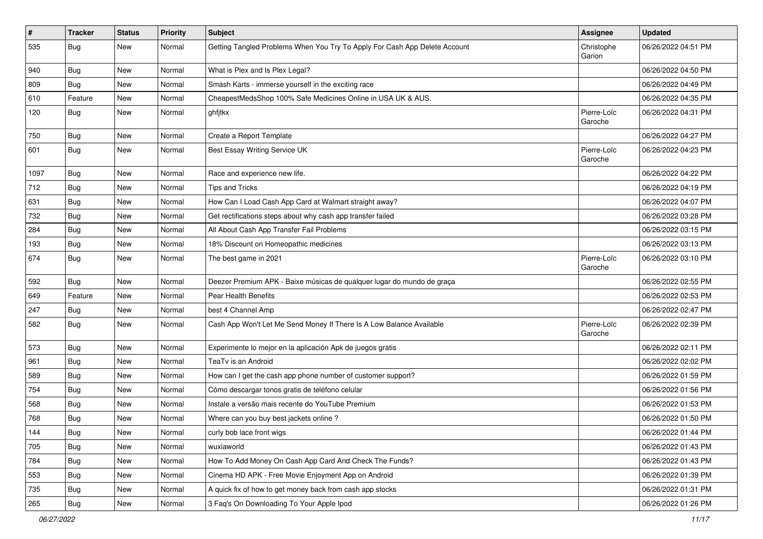| # | Tracker | Status | Priority | Subject | Assignee | Updated |
|---|---|---|---|---|---|---|
| 535 | Bug | New | Normal | Getting Tangled Problems When You Try To Apply For Cash App Delete Account | Christophe Garion | 06/26/2022 04:51 PM |
| 940 | Bug | New | Normal | What is Plex and Is Plex Legal? | | 06/26/2022 04:50 PM |
| 809 | Bug | New | Normal | Smash Karts - immerse yourself in the exciting race | | 06/26/2022 04:49 PM |
| 610 | Feature | New | Normal | CheapestMedsShop 100% Safe Medicines Online in USA UK & AUS. | | 06/26/2022 04:35 PM |
| 120 | Bug | New | Normal | ghfjtkx | Pierre-Loïc Garoche | 06/26/2022 04:31 PM |
| 750 | Bug | New | Normal | Create a Report Template | | 06/26/2022 04:27 PM |
| 601 | Bug | New | Normal | Best Essay Writing Service UK | Pierre-Loïc Garoche | 06/26/2022 04:23 PM |
| 1097 | Bug | New | Normal | Race and experience new life. | | 06/26/2022 04:22 PM |
| 712 | Bug | New | Normal | Tips and Tricks | | 06/26/2022 04:19 PM |
| 631 | Bug | New | Normal | How Can I Load Cash App Card at Walmart straight away? | | 06/26/2022 04:07 PM |
| 732 | Bug | New | Normal | Get rectifications steps about why cash app transfer failed | | 06/26/2022 03:28 PM |
| 284 | Bug | New | Normal | All About Cash App Transfer Fail Problems | | 06/26/2022 03:15 PM |
| 193 | Bug | New | Normal | 18% Discount on Homeopathic medicines | | 06/26/2022 03:13 PM |
| 674 | Bug | New | Normal | The best game in 2021 | Pierre-Loïc Garoche | 06/26/2022 03:10 PM |
| 592 | Bug | New | Normal | Deezer Premium APK - Baixe músicas de qualquer lugar do mundo de graça | | 06/26/2022 02:55 PM |
| 649 | Feature | New | Normal | Pear Health Benefits | | 06/26/2022 02:53 PM |
| 247 | Bug | New | Normal | best 4 Channel Amp | | 06/26/2022 02:47 PM |
| 582 | Bug | New | Normal | Cash App Won't Let Me Send Money If There Is A Low Balance Available | Pierre-Loïc Garoche | 06/26/2022 02:39 PM |
| 573 | Bug | New | Normal | Experimente lo mejor en la aplicación Apk de juegos gratis | | 06/26/2022 02:11 PM |
| 961 | Bug | New | Normal | TeaTv is an Android | | 06/26/2022 02:02 PM |
| 589 | Bug | New | Normal | How can I get the cash app phone number of customer support? | | 06/26/2022 01:59 PM |
| 754 | Bug | New | Normal | Cómo descargar tonos gratis de teléfono celular | | 06/26/2022 01:56 PM |
| 568 | Bug | New | Normal | Instale a versão mais recente do YouTube Premium | | 06/26/2022 01:53 PM |
| 768 | Bug | New | Normal | Where can you buy best jackets online ? | | 06/26/2022 01:50 PM |
| 144 | Bug | New | Normal | curly bob lace front wigs | | 06/26/2022 01:44 PM |
| 705 | Bug | New | Normal | wuxiaworld | | 06/26/2022 01:43 PM |
| 784 | Bug | New | Normal | How To Add Money On Cash App Card And Check The Funds? | | 06/26/2022 01:43 PM |
| 553 | Bug | New | Normal | Cinema HD APK - Free Movie Enjoyment App on Android | | 06/26/2022 01:39 PM |
| 735 | Bug | New | Normal | A quick fix of how to get money back from cash app stocks | | 06/26/2022 01:31 PM |
| 265 | Bug | New | Normal | 3 Faq's On Downloading To Your Apple Ipod | | 06/26/2022 01:26 PM |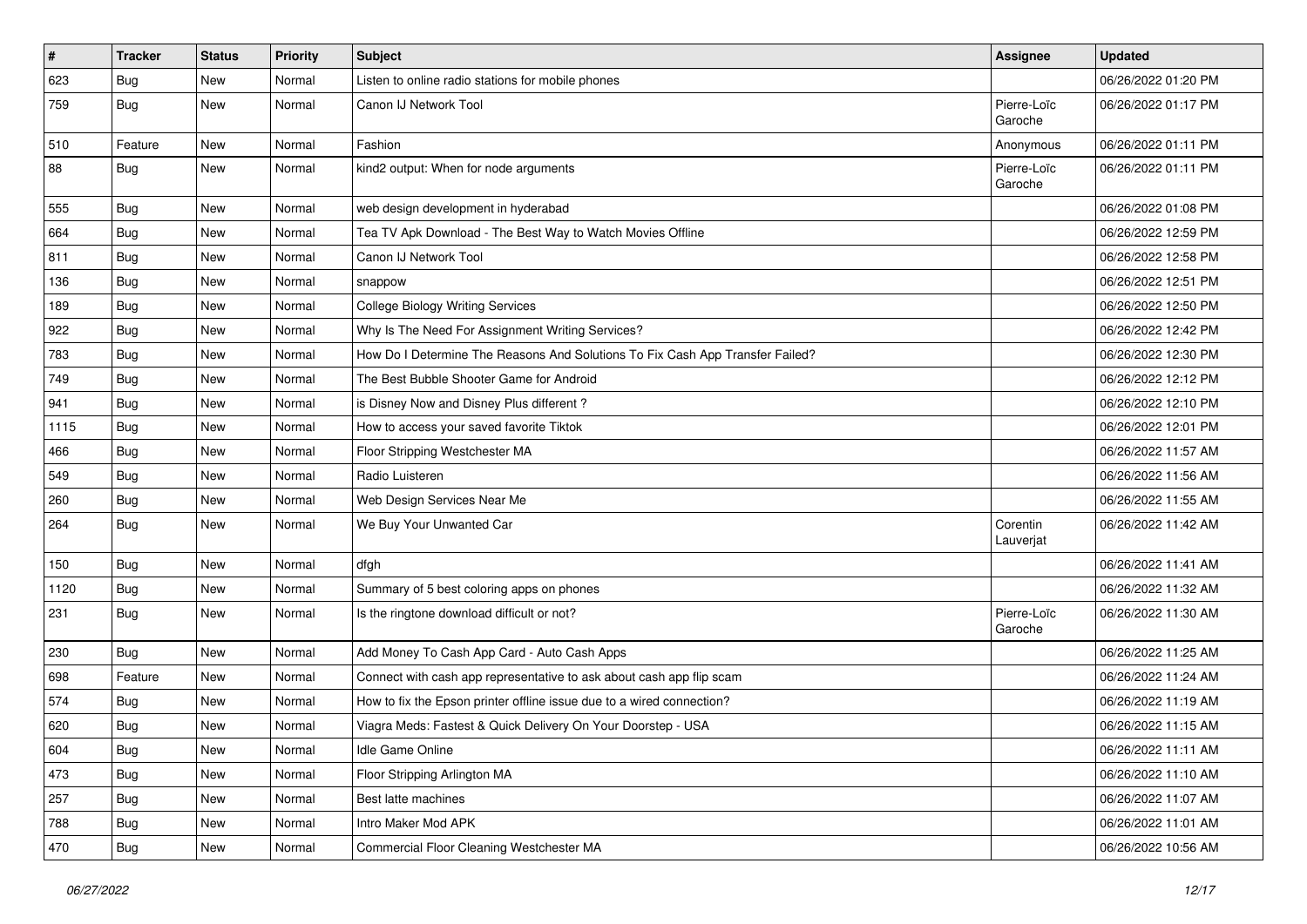| # | Tracker | Status | Priority | Subject | Assignee | Updated |
|---|---|---|---|---|---|---|
| 623 | Bug | New | Normal | Listen to online radio stations for mobile phones | | 06/26/2022 01:20 PM |
| 759 | Bug | New | Normal | Canon IJ Network Tool | Pierre-Loïc Garoche | 06/26/2022 01:17 PM |
| 510 | Feature | New | Normal | Fashion | Anonymous | 06/26/2022 01:11 PM |
| 88 | Bug | New | Normal | kind2 output: When for node arguments | Pierre-Loïc Garoche | 06/26/2022 01:11 PM |
| 555 | Bug | New | Normal | web design development in hyderabad | | 06/26/2022 01:08 PM |
| 664 | Bug | New | Normal | Tea TV Apk Download - The Best Way to Watch Movies Offline | | 06/26/2022 12:59 PM |
| 811 | Bug | New | Normal | Canon IJ Network Tool | | 06/26/2022 12:58 PM |
| 136 | Bug | New | Normal | snappow | | 06/26/2022 12:51 PM |
| 189 | Bug | New | Normal | College Biology Writing Services | | 06/26/2022 12:50 PM |
| 922 | Bug | New | Normal | Why Is The Need For Assignment Writing Services? | | 06/26/2022 12:42 PM |
| 783 | Bug | New | Normal | How Do I Determine The Reasons And Solutions To Fix Cash App Transfer Failed? | | 06/26/2022 12:30 PM |
| 749 | Bug | New | Normal | The Best Bubble Shooter Game for Android | | 06/26/2022 12:12 PM |
| 941 | Bug | New | Normal | is Disney Now and Disney Plus different ? | | 06/26/2022 12:10 PM |
| 1115 | Bug | New | Normal | How to access your saved favorite Tiktok | | 06/26/2022 12:01 PM |
| 466 | Bug | New | Normal | Floor Stripping Westchester MA | | 06/26/2022 11:57 AM |
| 549 | Bug | New | Normal | Radio Luisteren | | 06/26/2022 11:56 AM |
| 260 | Bug | New | Normal | Web Design Services Near Me | | 06/26/2022 11:55 AM |
| 264 | Bug | New | Normal | We Buy Your Unwanted Car | Corentin Lauverjat | 06/26/2022 11:42 AM |
| 150 | Bug | New | Normal | dfgh | | 06/26/2022 11:41 AM |
| 1120 | Bug | New | Normal | Summary of 5 best coloring apps on phones | | 06/26/2022 11:32 AM |
| 231 | Bug | New | Normal | Is the ringtone download difficult or not? | Pierre-Loïc Garoche | 06/26/2022 11:30 AM |
| 230 | Bug | New | Normal | Add Money To Cash App Card - Auto Cash Apps | | 06/26/2022 11:25 AM |
| 698 | Feature | New | Normal | Connect with cash app representative to ask about cash app flip scam | | 06/26/2022 11:24 AM |
| 574 | Bug | New | Normal | How to fix the Epson printer offline issue due to a wired connection? | | 06/26/2022 11:19 AM |
| 620 | Bug | New | Normal | Viagra Meds: Fastest & Quick Delivery On Your Doorstep - USA | | 06/26/2022 11:15 AM |
| 604 | Bug | New | Normal | Idle Game Online | | 06/26/2022 11:11 AM |
| 473 | Bug | New | Normal | Floor Stripping Arlington MA | | 06/26/2022 11:10 AM |
| 257 | Bug | New | Normal | Best latte machines | | 06/26/2022 11:07 AM |
| 788 | Bug | New | Normal | Intro Maker Mod APK | | 06/26/2022 11:01 AM |
| 470 | Bug | New | Normal | Commercial Floor Cleaning Westchester MA | | 06/26/2022 10:56 AM |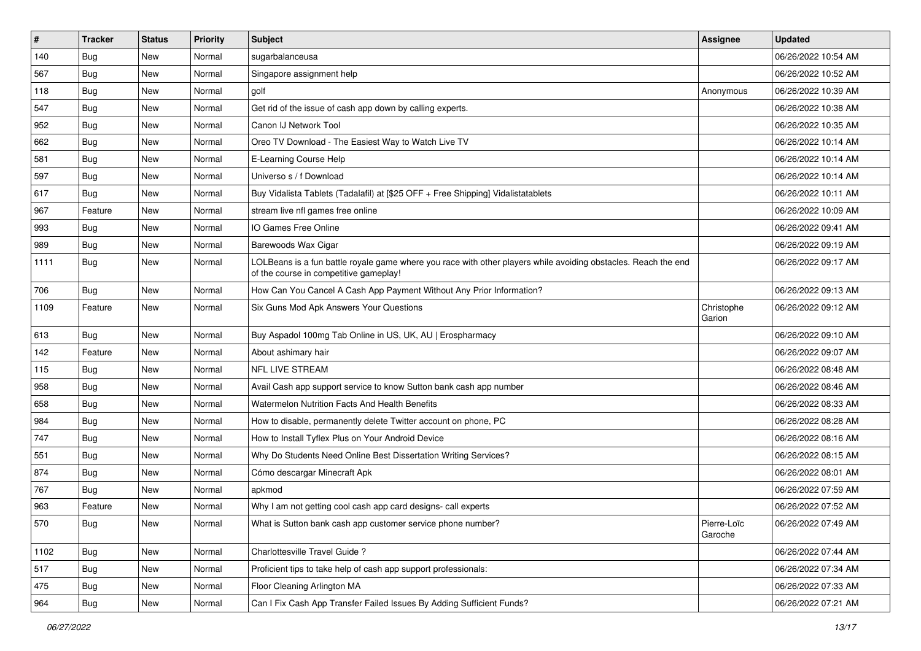| # | Tracker | Status | Priority | Subject | Assignee | Updated |
|---|---|---|---|---|---|---|
| 140 | Bug | New | Normal | sugarbalanceusa | | 06/26/2022 10:54 AM |
| 567 | Bug | New | Normal | Singapore assignment help | | 06/26/2022 10:52 AM |
| 118 | Bug | New | Normal | golf | Anonymous | 06/26/2022 10:39 AM |
| 547 | Bug | New | Normal | Get rid of the issue of cash app down by calling experts. | | 06/26/2022 10:38 AM |
| 952 | Bug | New | Normal | Canon IJ Network Tool | | 06/26/2022 10:35 AM |
| 662 | Bug | New | Normal | Oreo TV Download - The Easiest Way to Watch Live TV | | 06/26/2022 10:14 AM |
| 581 | Bug | New | Normal | E-Learning Course Help | | 06/26/2022 10:14 AM |
| 597 | Bug | New | Normal | Universo s / f Download | | 06/26/2022 10:14 AM |
| 617 | Bug | New | Normal | Buy Vidalista Tablets (Tadalafil) at [$25 OFF + Free Shipping] Vidalistatablets | | 06/26/2022 10:11 AM |
| 967 | Feature | New | Normal | stream live nfl games free online | | 06/26/2022 10:09 AM |
| 993 | Bug | New | Normal | IO Games Free Online | | 06/26/2022 09:41 AM |
| 989 | Bug | New | Normal | Barewoods Wax Cigar | | 06/26/2022 09:19 AM |
| 1111 | Bug | New | Normal | LOLBeans is a fun battle royale game where you race with other players while avoiding obstacles. Reach the end of the course in competitive gameplay! | | 06/26/2022 09:17 AM |
| 706 | Bug | New | Normal | How Can You Cancel A Cash App Payment Without Any Prior Information? | | 06/26/2022 09:13 AM |
| 1109 | Feature | New | Normal | Six Guns Mod Apk Answers Your Questions | Christophe Garion | 06/26/2022 09:12 AM |
| 613 | Bug | New | Normal | Buy Aspadol 100mg Tab Online in US, UK, AU \| Erospharmacy | | 06/26/2022 09:10 AM |
| 142 | Feature | New | Normal | About ashimary hair | | 06/26/2022 09:07 AM |
| 115 | Bug | New | Normal | NFL LIVE STREAM | | 06/26/2022 08:48 AM |
| 958 | Bug | New | Normal | Avail Cash app support service to know Sutton bank cash app number | | 06/26/2022 08:46 AM |
| 658 | Bug | New | Normal | Watermelon Nutrition Facts And Health Benefits | | 06/26/2022 08:33 AM |
| 984 | Bug | New | Normal | How to disable, permanently delete Twitter account on phone, PC | | 06/26/2022 08:28 AM |
| 747 | Bug | New | Normal | How to Install Tyflex Plus on Your Android Device | | 06/26/2022 08:16 AM |
| 551 | Bug | New | Normal | Why Do Students Need Online Best Dissertation Writing Services? | | 06/26/2022 08:15 AM |
| 874 | Bug | New | Normal | Cómo descargar Minecraft Apk | | 06/26/2022 08:01 AM |
| 767 | Bug | New | Normal | apkmod | | 06/26/2022 07:59 AM |
| 963 | Feature | New | Normal | Why I am not getting cool cash app card designs- call experts | | 06/26/2022 07:52 AM |
| 570 | Bug | New | Normal | What is Sutton bank cash app customer service phone number? | Pierre-Loïc Garoche | 06/26/2022 07:49 AM |
| 1102 | Bug | New | Normal | Charlottesville Travel Guide ? | | 06/26/2022 07:44 AM |
| 517 | Bug | New | Normal | Proficient tips to take help of cash app support professionals: | | 06/26/2022 07:34 AM |
| 475 | Bug | New | Normal | Floor Cleaning Arlington MA | | 06/26/2022 07:33 AM |
| 964 | Bug | New | Normal | Can I Fix Cash App Transfer Failed Issues By Adding Sufficient Funds? | | 06/26/2022 07:21 AM |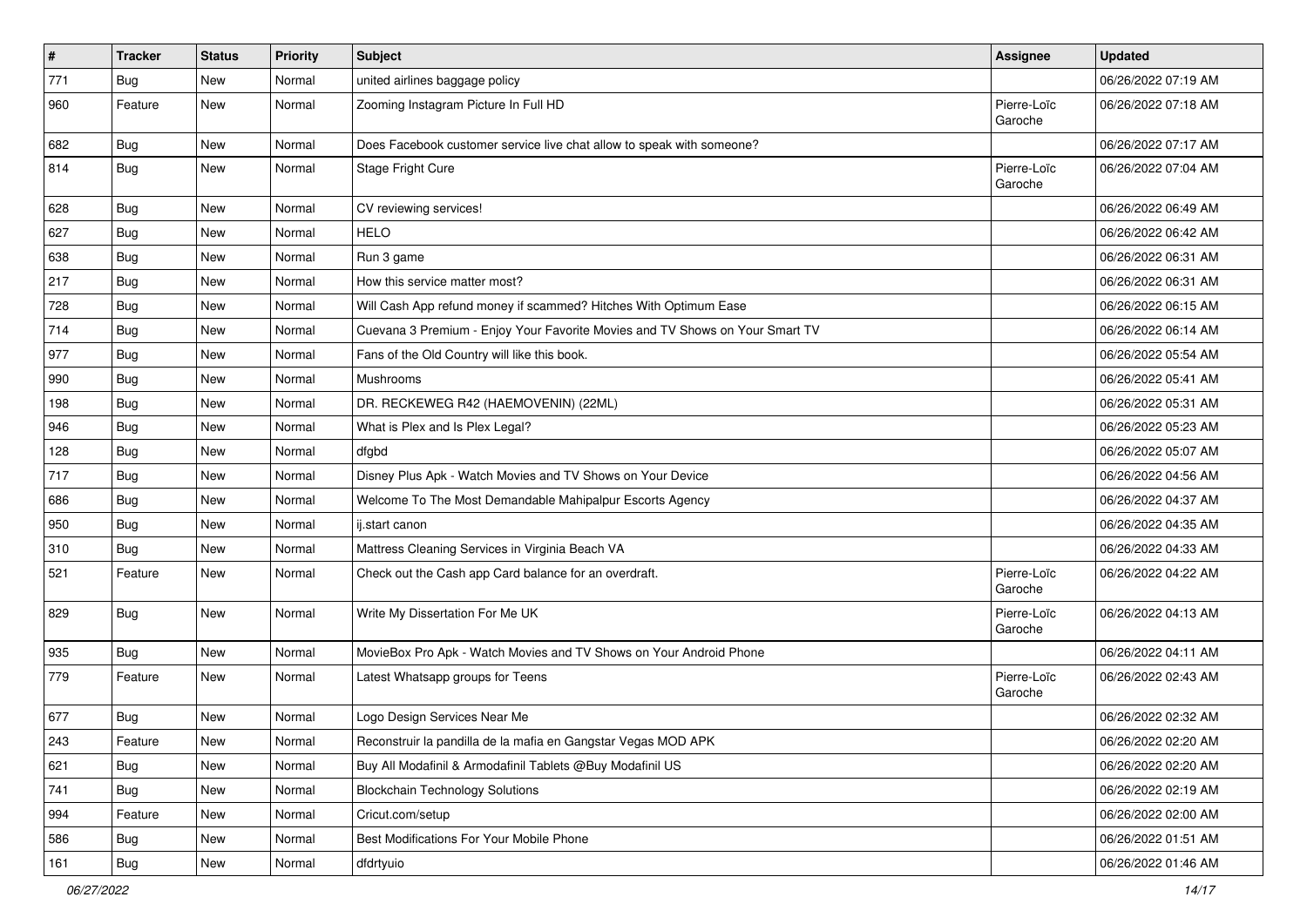| # | Tracker | Status | Priority | Subject | Assignee | Updated |
|---|---|---|---|---|---|---|
| 771 | Bug | New | Normal | united airlines baggage policy | | 06/26/2022 07:19 AM |
| 960 | Feature | New | Normal | Zooming Instagram Picture In Full HD | Pierre-Loïc Garoche | 06/26/2022 07:18 AM |
| 682 | Bug | New | Normal | Does Facebook customer service live chat allow to speak with someone? | | 06/26/2022 07:17 AM |
| 814 | Bug | New | Normal | Stage Fright Cure | Pierre-Loïc Garoche | 06/26/2022 07:04 AM |
| 628 | Bug | New | Normal | CV reviewing services! | | 06/26/2022 06:49 AM |
| 627 | Bug | New | Normal | HELO | | 06/26/2022 06:42 AM |
| 638 | Bug | New | Normal | Run 3 game | | 06/26/2022 06:31 AM |
| 217 | Bug | New | Normal | How this service matter most? | | 06/26/2022 06:31 AM |
| 728 | Bug | New | Normal | Will Cash App refund money if scammed? Hitches With Optimum Ease | | 06/26/2022 06:15 AM |
| 714 | Bug | New | Normal | Cuevana 3 Premium - Enjoy Your Favorite Movies and TV Shows on Your Smart TV | | 06/26/2022 06:14 AM |
| 977 | Bug | New | Normal | Fans of the Old Country will like this book. | | 06/26/2022 05:54 AM |
| 990 | Bug | New | Normal | Mushrooms | | 06/26/2022 05:41 AM |
| 198 | Bug | New | Normal | DR. RECKEWEG R42 (HAEMOVENIN) (22ML) | | 06/26/2022 05:31 AM |
| 946 | Bug | New | Normal | What is Plex and Is Plex Legal? | | 06/26/2022 05:23 AM |
| 128 | Bug | New | Normal | dfgbd | | 06/26/2022 05:07 AM |
| 717 | Bug | New | Normal | Disney Plus Apk - Watch Movies and TV Shows on Your Device | | 06/26/2022 04:56 AM |
| 686 | Bug | New | Normal | Welcome To The Most Demandable Mahipalpur Escorts Agency | | 06/26/2022 04:37 AM |
| 950 | Bug | New | Normal | ij.start canon | | 06/26/2022 04:35 AM |
| 310 | Bug | New | Normal | Mattress Cleaning Services in Virginia Beach VA | | 06/26/2022 04:33 AM |
| 521 | Feature | New | Normal | Check out the Cash app Card balance for an overdraft. | Pierre-Loïc Garoche | 06/26/2022 04:22 AM |
| 829 | Bug | New | Normal | Write My Dissertation For Me UK | Pierre-Loïc Garoche | 06/26/2022 04:13 AM |
| 935 | Bug | New | Normal | MovieBox Pro Apk - Watch Movies and TV Shows on Your Android Phone | | 06/26/2022 04:11 AM |
| 779 | Feature | New | Normal | Latest Whatsapp groups for Teens | Pierre-Loïc Garoche | 06/26/2022 02:43 AM |
| 677 | Bug | New | Normal | Logo Design Services Near Me | | 06/26/2022 02:32 AM |
| 243 | Feature | New | Normal | Reconstruir la pandilla de la mafia en Gangstar Vegas MOD APK | | 06/26/2022 02:20 AM |
| 621 | Bug | New | Normal | Buy All Modafinil & Armodafinil Tablets @Buy Modafinil US | | 06/26/2022 02:20 AM |
| 741 | Bug | New | Normal | Blockchain Technology Solutions | | 06/26/2022 02:19 AM |
| 994 | Feature | New | Normal | Cricut.com/setup | | 06/26/2022 02:00 AM |
| 586 | Bug | New | Normal | Best Modifications For Your Mobile Phone | | 06/26/2022 01:51 AM |
| 161 | Bug | New | Normal | dfdrtyuio | | 06/26/2022 01:46 AM |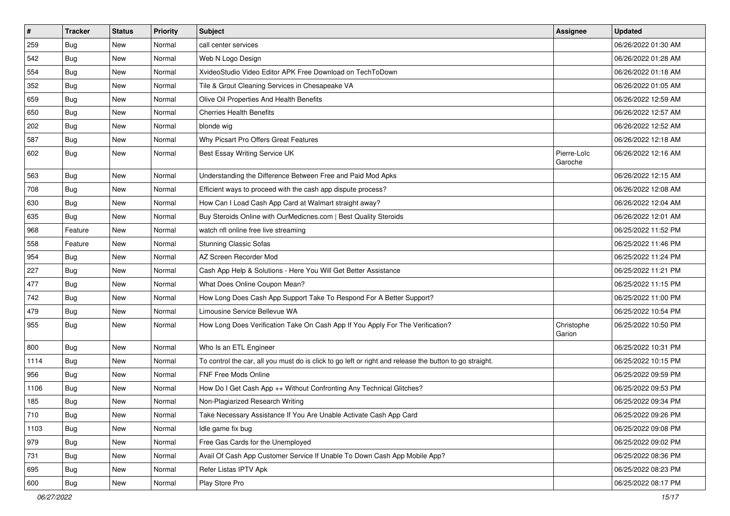| # | Tracker | Status | Priority | Subject | Assignee | Updated |
|---|---|---|---|---|---|---|
| 259 | Bug | New | Normal | call center services | | 06/26/2022 01:30 AM |
| 542 | Bug | New | Normal | Web N Logo Design | | 06/26/2022 01:28 AM |
| 554 | Bug | New | Normal | XvideoStudio Video Editor APK Free Download on TechToDown | | 06/26/2022 01:18 AM |
| 352 | Bug | New | Normal | Tile & Grout Cleaning Services in Chesapeake VA | | 06/26/2022 01:05 AM |
| 659 | Bug | New | Normal | Olive Oil Properties And Health Benefits | | 06/26/2022 12:59 AM |
| 650 | Bug | New | Normal | Cherries Health Benefits | | 06/26/2022 12:57 AM |
| 202 | Bug | New | Normal | blonde wig | | 06/26/2022 12:52 AM |
| 587 | Bug | New | Normal | Why Picsart Pro Offers Great Features | | 06/26/2022 12:18 AM |
| 602 | Bug | New | Normal | Best Essay Writing Service UK | Pierre-Loïc Garoche | 06/26/2022 12:16 AM |
| 563 | Bug | New | Normal | Understanding the Difference Between Free and Paid Mod Apks | | 06/26/2022 12:15 AM |
| 708 | Bug | New | Normal | Efficient ways to proceed with the cash app dispute process? | | 06/26/2022 12:08 AM |
| 630 | Bug | New | Normal | How Can I Load Cash App Card at Walmart straight away? | | 06/26/2022 12:04 AM |
| 635 | Bug | New | Normal | Buy Steroids Online with OurMedicnes.com \| Best Quality Steroids | | 06/26/2022 12:01 AM |
| 968 | Feature | New | Normal | watch nfl online free live streaming | | 06/25/2022 11:52 PM |
| 558 | Feature | New | Normal | Stunning Classic Sofas | | 06/25/2022 11:46 PM |
| 954 | Bug | New | Normal | AZ Screen Recorder Mod | | 06/25/2022 11:24 PM |
| 227 | Bug | New | Normal | Cash App Help & Solutions - Here You Will Get Better Assistance | | 06/25/2022 11:21 PM |
| 477 | Bug | New | Normal | What Does Online Coupon Mean? | | 06/25/2022 11:15 PM |
| 742 | Bug | New | Normal | How Long Does Cash App Support Take To Respond For A Better Support? | | 06/25/2022 11:00 PM |
| 479 | Bug | New | Normal | Limousine Service Bellevue WA | | 06/25/2022 10:54 PM |
| 955 | Bug | New | Normal | How Long Does Verification Take On Cash App If You Apply For The Verification? | Christophe Garion | 06/25/2022 10:50 PM |
| 800 | Bug | New | Normal | Who Is an ETL Engineer | | 06/25/2022 10:31 PM |
| 1114 | Bug | New | Normal | To control the car, all you must do is click to go left or right and release the button to go straight. | | 06/25/2022 10:15 PM |
| 956 | Bug | New | Normal | FNF Free Mods Online | | 06/25/2022 09:59 PM |
| 1106 | Bug | New | Normal | How Do I Get Cash App ++ Without Confronting Any Technical Glitches? | | 06/25/2022 09:53 PM |
| 185 | Bug | New | Normal | Non-Plagiarized Research Writing | | 06/25/2022 09:34 PM |
| 710 | Bug | New | Normal | Take Necessary Assistance If You Are Unable Activate Cash App Card | | 06/25/2022 09:26 PM |
| 1103 | Bug | New | Normal | Idle game fix bug | | 06/25/2022 09:08 PM |
| 979 | Bug | New | Normal | Free Gas Cards for the Unemployed | | 06/25/2022 09:02 PM |
| 731 | Bug | New | Normal | Avail Of Cash App Customer Service If Unable To Down Cash App Mobile App? | | 06/25/2022 08:36 PM |
| 695 | Bug | New | Normal | Refer Listas IPTV Apk | | 06/25/2022 08:23 PM |
| 600 | Bug | New | Normal | Play Store Pro | | 06/25/2022 08:17 PM |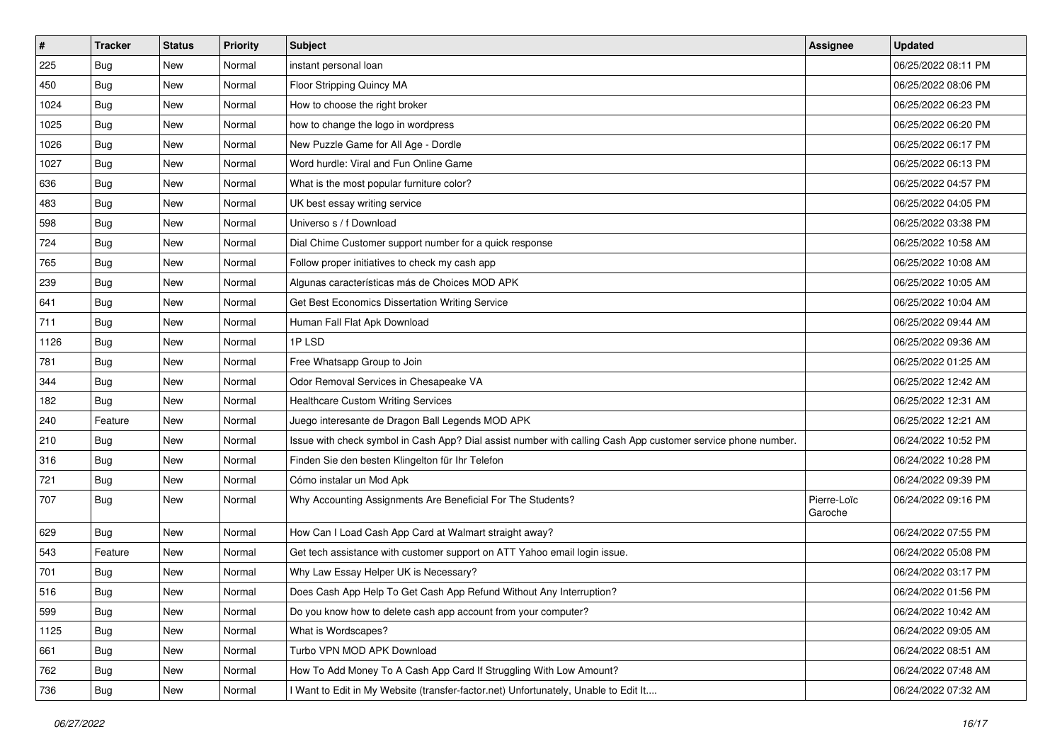| # | Tracker | Status | Priority | Subject | Assignee | Updated |
|---|---|---|---|---|---|---|
| 225 | Bug | New | Normal | instant personal loan | | 06/25/2022 08:11 PM |
| 450 | Bug | New | Normal | Floor Stripping Quincy MA | | 06/25/2022 08:06 PM |
| 1024 | Bug | New | Normal | How to choose the right broker | | 06/25/2022 06:23 PM |
| 1025 | Bug | New | Normal | how to change the logo in wordpress | | 06/25/2022 06:20 PM |
| 1026 | Bug | New | Normal | New Puzzle Game for All Age - Dordle | | 06/25/2022 06:17 PM |
| 1027 | Bug | New | Normal | Word hurdle: Viral and Fun Online Game | | 06/25/2022 06:13 PM |
| 636 | Bug | New | Normal | What is the most popular furniture color? | | 06/25/2022 04:57 PM |
| 483 | Bug | New | Normal | UK best essay writing service | | 06/25/2022 04:05 PM |
| 598 | Bug | New | Normal | Universo s / f Download | | 06/25/2022 03:38 PM |
| 724 | Bug | New | Normal | Dial Chime Customer support number for a quick response | | 06/25/2022 10:58 AM |
| 765 | Bug | New | Normal | Follow proper initiatives to check my cash app | | 06/25/2022 10:08 AM |
| 239 | Bug | New | Normal | Algunas características más de Choices MOD APK | | 06/25/2022 10:05 AM |
| 641 | Bug | New | Normal | Get Best Economics Dissertation Writing Service | | 06/25/2022 10:04 AM |
| 711 | Bug | New | Normal | Human Fall Flat Apk Download | | 06/25/2022 09:44 AM |
| 1126 | Bug | New | Normal | 1P LSD | | 06/25/2022 09:36 AM |
| 781 | Bug | New | Normal | Free Whatsapp Group to Join | | 06/25/2022 01:25 AM |
| 344 | Bug | New | Normal | Odor Removal Services in Chesapeake VA | | 06/25/2022 12:42 AM |
| 182 | Bug | New | Normal | Healthcare Custom Writing Services | | 06/25/2022 12:31 AM |
| 240 | Feature | New | Normal | Juego interesante de Dragon Ball Legends MOD APK | | 06/25/2022 12:21 AM |
| 210 | Bug | New | Normal | Issue with check symbol in Cash App? Dial assist number with calling Cash App customer service phone number. | | 06/24/2022 10:52 PM |
| 316 | Bug | New | Normal | Finden Sie den besten Klingelton für Ihr Telefon | | 06/24/2022 10:28 PM |
| 721 | Bug | New | Normal | Cómo instalar un Mod Apk | | 06/24/2022 09:39 PM |
| 707 | Bug | New | Normal | Why Accounting Assignments Are Beneficial For The Students? | Pierre-Loïc Garoche | 06/24/2022 09:16 PM |
| 629 | Bug | New | Normal | How Can I Load Cash App Card at Walmart straight away? | | 06/24/2022 07:55 PM |
| 543 | Feature | New | Normal | Get tech assistance with customer support on ATT Yahoo email login issue. | | 06/24/2022 05:08 PM |
| 701 | Bug | New | Normal | Why Law Essay Helper UK is Necessary? | | 06/24/2022 03:17 PM |
| 516 | Bug | New | Normal | Does Cash App Help To Get Cash App Refund Without Any Interruption? | | 06/24/2022 01:56 PM |
| 599 | Bug | New | Normal | Do you know how to delete cash app account from your computer? | | 06/24/2022 10:42 AM |
| 1125 | Bug | New | Normal | What is Wordscapes? | | 06/24/2022 09:05 AM |
| 661 | Bug | New | Normal | Turbo VPN MOD APK Download | | 06/24/2022 08:51 AM |
| 762 | Bug | New | Normal | How To Add Money To A Cash App Card If Struggling With Low Amount? | | 06/24/2022 07:48 AM |
| 736 | Bug | New | Normal | I Want to Edit in My Website (transfer-factor.net) Unfortunately, Unable to Edit It.... | | 06/24/2022 07:32 AM |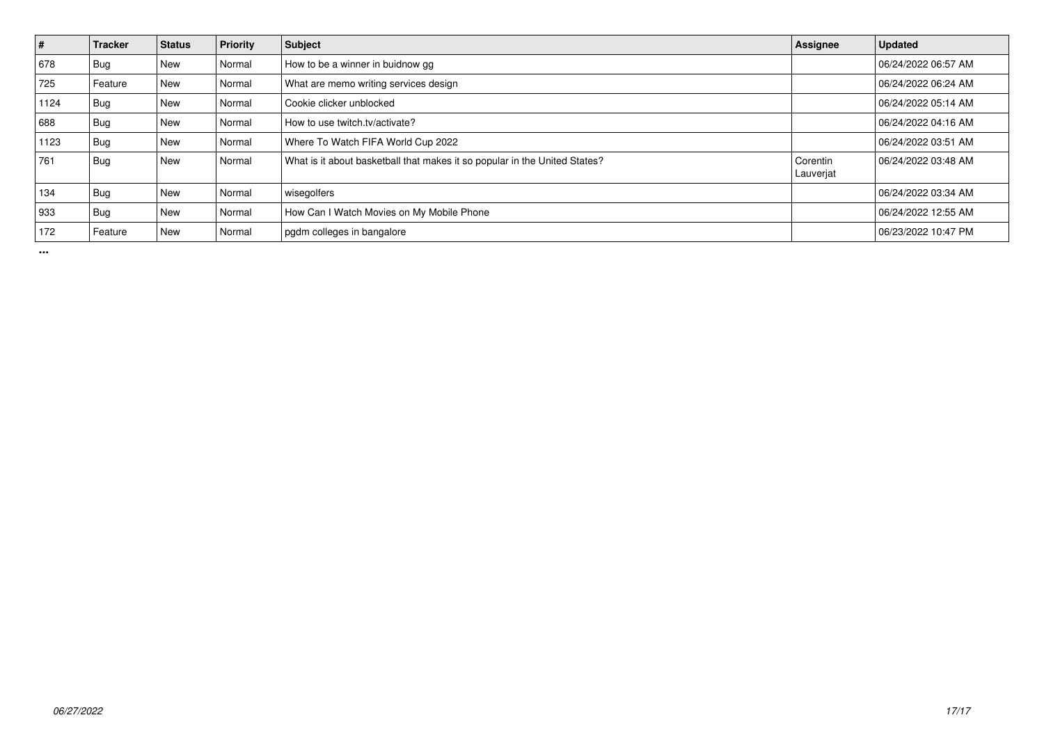| # | Tracker | Status | Priority | Subject | Assignee | Updated |
|---|---|---|---|---|---|---|
| 678 | Bug | New | Normal | How to be a winner in buidnow gg | | 06/24/2022 06:57 AM |
| 725 | Feature | New | Normal | What are memo writing services design | | 06/24/2022 06:24 AM |
| 1124 | Bug | New | Normal | Cookie clicker unblocked | | 06/24/2022 05:14 AM |
| 688 | Bug | New | Normal | How to use twitch.tv/activate? | | 06/24/2022 04:16 AM |
| 1123 | Bug | New | Normal | Where To Watch FIFA World Cup 2022 | | 06/24/2022 03:51 AM |
| 761 | Bug | New | Normal | What is it about basketball that makes it so popular in the United States? | Corentin Lauverjat | 06/24/2022 03:48 AM |
| 134 | Bug | New | Normal | wisegolfers | | 06/24/2022 03:34 AM |
| 933 | Bug | New | Normal | How Can I Watch Movies on My Mobile Phone | | 06/24/2022 12:55 AM |
| 172 | Feature | New | Normal | pgdm colleges in bangalore | | 06/23/2022 10:47 PM |

...